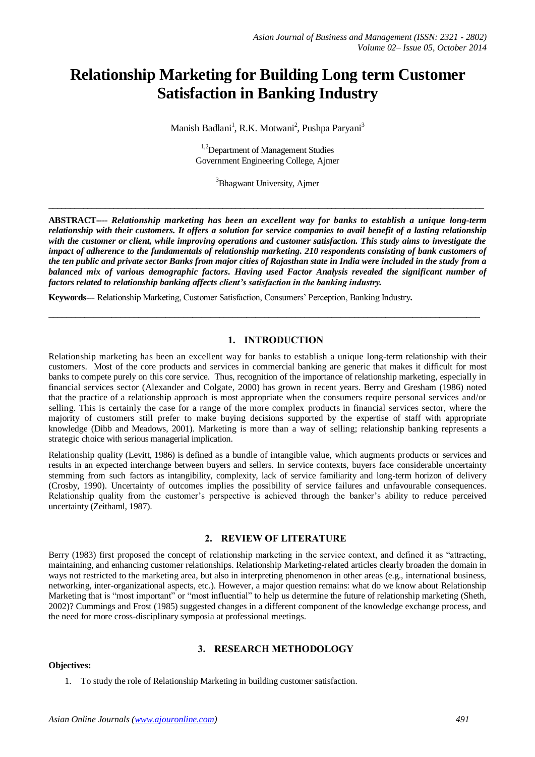# Relationship Marketing for Building Long term Customer Satisfaction in Banking Industry

Manish Badlani[1], R.K. Motwani[2], Pushpa Paryani[3]

[1,2]Department of Management Studies
Government Engineering College, Ajmer

[3]Bhagwant University, Ajmer

---

**ABSTRACT----** ***Relationship marketing has been an excellent way for banks to establish a unique long-term relationship with their customers. It offers a solution for service companies to avail benefit of a lasting relationship with the customer or client, while improving operations and customer satisfaction. This study aims to investigate the impact of adherence to the fundamentals of relationship marketing. 210 respondents consisting of bank customers of the ten public and private sector Banks from major cities of Rajasthan state in India were included in the study from a balanced mix of various demographic factors. Having used Factor Analysis revealed the significant number of factors related to relationship banking affects client's satisfaction in the banking industry.***

**Keywords---** Relationship Marketing, Customer Satisfaction, Consumers' Perception, Banking Industry**.**

---

## 1. INTRODUCTION

Relationship marketing has been an excellent way for banks to establish a unique long-term relationship with their customers. Most of the core products and services in commercial banking are generic that makes it difficult for most banks to compete purely on this core service. Thus, recognition of the importance of relationship marketing, especially in financial services sector (Alexander and Colgate, 2000) has grown in recent years. Berry and Gresham (1986) noted that the practice of a relationship approach is most appropriate when the consumers require personal services and/or selling. This is certainly the case for a range of the more complex products in financial services sector, where the majority of customers still prefer to make buying decisions supported by the expertise of staff with appropriate knowledge (Dibb and Meadows, 2001). Marketing is more than a way of selling; relationship banking represents a strategic choice with serious managerial implication.

Relationship quality (Levitt, 1986) is defined as a bundle of intangible value, which augments products or services and results in an expected interchange between buyers and sellers. In service contexts, buyers face considerable uncertainty stemming from such factors as intangibility, complexity, lack of service familiarity and long-term horizon of delivery (Crosby, 1990). Uncertainty of outcomes implies the possibility of service failures and unfavourable consequences. Relationship quality from the customer's perspective is achieved through the banker's ability to reduce perceived uncertainty (Zeithaml, 1987).

## 2. REVIEW OF LITERATURE

Berry (1983) first proposed the concept of relationship marketing in the service context, and defined it as "attracting, maintaining, and enhancing customer relationships. Relationship Marketing-related articles clearly broaden the domain in ways not restricted to the marketing area, but also in interpreting phenomenon in other areas (e.g., international business, networking, inter-organizational aspects, etc.). However, a major question remains: what do we know about Relationship Marketing that is "most important" or "most influential" to help us determine the future of relationship marketing (Sheth, 2002)? Cummings and Frost (1985) suggested changes in a different component of the knowledge exchange process, and the need for more cross-disciplinary symposia at professional meetings.

## 3. RESEARCH METHODOLOGY

**Objectives:**

1. To study the role of Relationship Marketing in building customer satisfaction.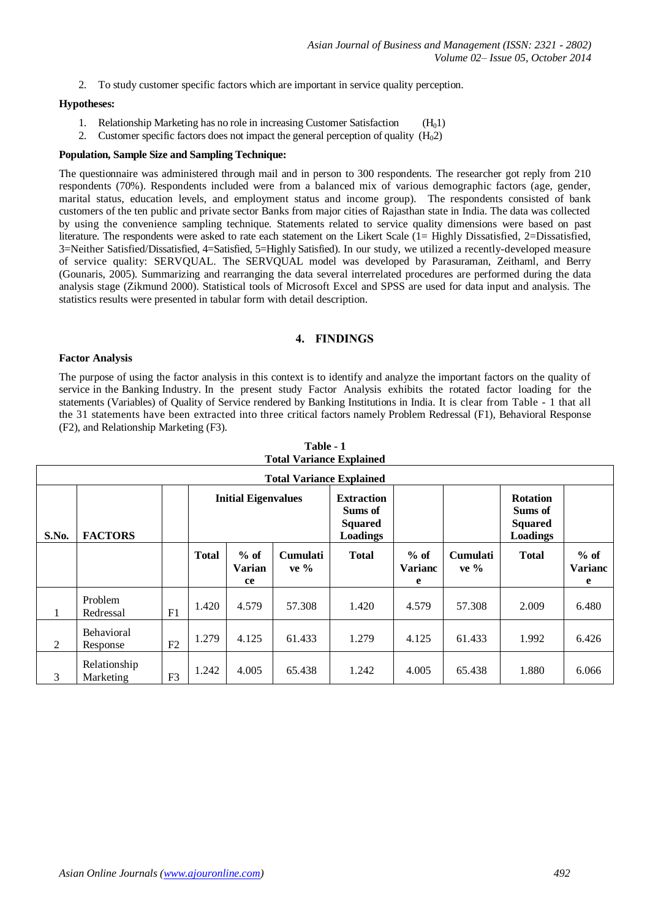2. To study customer specific factors which are important in service quality perception.

**Hypotheses:**

1. Relationship Marketing has no role in increasing Customer Satisfaction ($H_01$)
2. Customer specific factors does not impact the general perception of quality ($H_02$)

**Population, Sample Size and Sampling Technique:**

The questionnaire was administered through mail and in person to 300 respondents. The researcher got reply from 210 respondents (70%). Respondents included were from a balanced mix of various demographic factors (age, gender, marital status, education levels, and employment status and income group). The respondents consisted of bank customers of the ten public and private sector Banks from major cities of Rajasthan state in India. The data was collected by using the convenience sampling technique. Statements related to service quality dimensions were based on past literature. The respondents were asked to rate each statement on the Likert Scale (1= Highly Dissatisfied, 2=Dissatisfied, 3=Neither Satisfied/Dissatisfied, 4=Satisfied, 5=Highly Satisfied). In our study, we utilized a recently-developed measure of service quality: SERVQUAL. The SERVQUAL model was developed by Parasuraman, Zeithaml, and Berry (Gounaris, 2005). Summarizing and rearranging the data several interrelated procedures are performed during the data analysis stage (Zikmund 2000). Statistical tools of Microsoft Excel and SPSS are used for data input and analysis. The statistics results were presented in tabular form with detail description.

## 4. FINDINGS

**Factor Analysis**

The purpose of using the factor analysis in this context is to identify and analyze the important factors on the quality of service in the Banking Industry. In the present study Factor Analysis exhibits the rotated factor loading for the statements (Variables) of Quality of Service rendered by Banking Institutions in India. It is clear from Table - 1 that all the 31 statements have been extracted into three critical factors namely Problem Redressal (F1), Behavioral Response (F2), and Relationship Marketing (F3).

**Table - 1**
**Total Variance Explained**

| S.No. | FACTORS | | Initial Eigenvalues | | | Extraction Sums of Squared Loadings | | | Rotation Sums of Squared Loadings | |
|---|---|---|---|---|---|---|---|---|---|---|
| | | | Total | % of Variance | Cumulative % | Total | % of Variance | Cumulative % | Total | % of Variance |
| 1 | Problem Redressal | F1 | 1.420 | 4.579 | 57.308 | 1.420 | 4.579 | 57.308 | 2.009 | 6.480 |
| 2 | Behavioral Response | F2 | 1.279 | 4.125 | 61.433 | 1.279 | 4.125 | 61.433 | 1.992 | 6.426 |
| 3 | Relationship Marketing | F3 | 1.242 | 4.005 | 65.438 | 1.242 | 4.005 | 65.438 | 1.880 | 6.066 |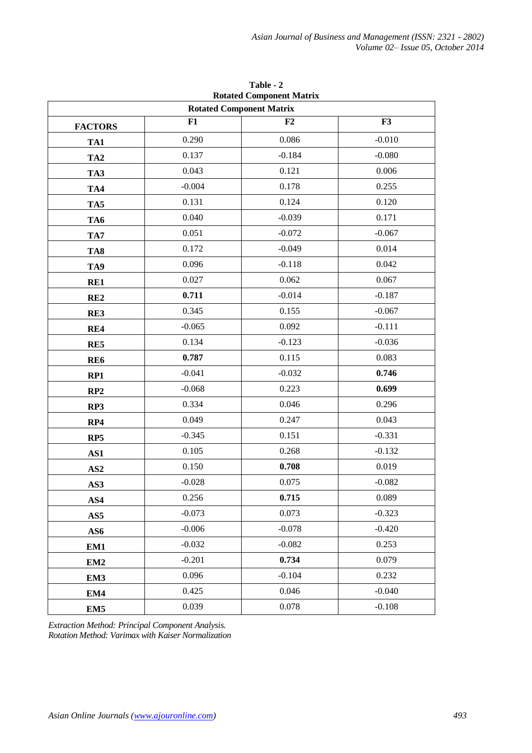**Table - 2**
**Rotated Component Matrix**

| FACTORS | F1 | F2 | F3 |
|---|---|---|---|
| **TA1** | 0.290 | 0.086 | -0.010 |
| **TA2** | 0.137 | -0.184 | -0.080 |
| **TA3** | 0.043 | 0.121 | 0.006 |
| **TA4** | -0.004 | 0.178 | 0.255 |
| **TA5** | 0.131 | 0.124 | 0.120 |
| **TA6** | 0.040 | -0.039 | 0.171 |
| **TA7** | 0.051 | -0.072 | -0.067 |
| **TA8** | 0.172 | -0.049 | 0.014 |
| **TA9** | 0.096 | -0.118 | 0.042 |
| **RE1** | 0.027 | 0.062 | 0.067 |
| **RE2** | **0.711** | -0.014 | -0.187 |
| **RE3** | 0.345 | 0.155 | -0.067 |
| **RE4** | -0.065 | 0.092 | -0.111 |
| **RE5** | 0.134 | -0.123 | -0.036 |
| **RE6** | **0.787** | 0.115 | 0.083 |
| **RP1** | -0.041 | -0.032 | **0.746** |
| **RP2** | -0.068 | 0.223 | **0.699** |
| **RP3** | 0.334 | 0.046 | 0.296 |
| **RP4** | 0.049 | 0.247 | 0.043 |
| **RP5** | -0.345 | 0.151 | -0.331 |
| **AS1** | 0.105 | 0.268 | -0.132 |
| **AS2** | 0.150 | **0.708** | 0.019 |
| **AS3** | -0.028 | 0.075 | -0.082 |
| **AS4** | 0.256 | **0.715** | 0.089 |
| **AS5** | -0.073 | 0.073 | -0.323 |
| **AS6** | -0.006 | -0.078 | -0.420 |
| **EM1** | -0.032 | -0.082 | 0.253 |
| **EM2** | -0.201 | **0.734** | 0.079 |
| **EM3** | 0.096 | -0.104 | 0.232 |
| **EM4** | 0.425 | 0.046 | -0.040 |
| **EM5** | 0.039 | 0.078 | -0.108 |

*Extraction Method: Principal Component Analysis.*
*Rotation Method: Varimax with Kaiser Normalization*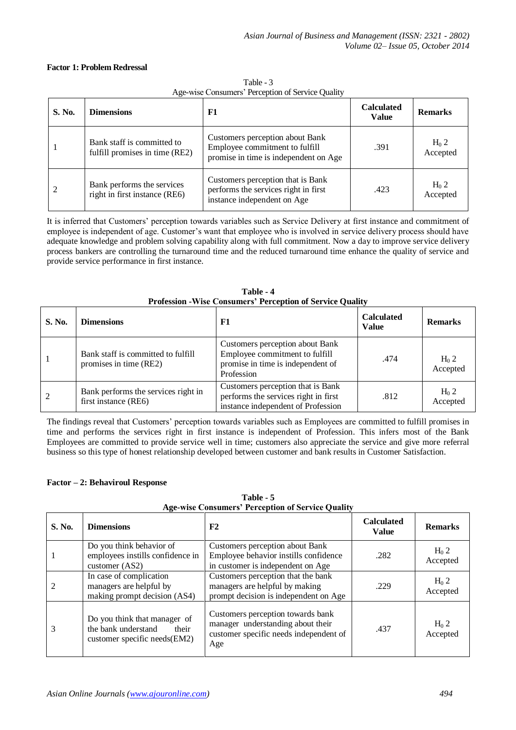**Factor 1: Problem Redressal**

Table - 3
Age-wise Consumers' Perception of Service Quality

| S. No. | Dimensions | F1 | Calculated Value | Remarks |
|---|---|---|---|---|
| 1 | Bank staff is committed to fulfill promises in time (RE2) | Customers perception about Bank Employee commitment to fulfill promise in time is independent on Age | .391 | $H_0$ 2 Accepted |
| 2 | Bank performs the services right in first instance (RE6) | Customers perception that is Bank performs the services right in first instance independent on Age | .423 | $H_0$ 2 Accepted |

It is inferred that Customers' perception towards variables such as Service Delivery at first instance and commitment of employee is independent of age. Customer's want that employee who is involved in service delivery process should have adequate knowledge and problem solving capability along with full commitment. Now a day to improve service delivery process bankers are controlling the turnaround time and the reduced turnaround time enhance the quality of service and provide service performance in first instance.

**Table - 4**
**Profession -Wise Consumers' Perception of Service Quality**

| S. No. | Dimensions | F1 | Calculated Value | Remarks |
|---|---|---|---|---|
| 1 | Bank staff is committed to fulfill promises in time (RE2) | Customers perception about Bank Employee commitment to fulfill promise in time is independent of Profession | .474 | $H_0$ 2 Accepted |
| 2 | Bank performs the services right in first instance (RE6) | Customers perception that is Bank performs the services right in first instance independent of Profession | .812 | $H_0$ 2 Accepted |

The findings reveal that Customers' perception towards variables such as Employees are committed to fulfill promises in time and performs the services right in first instance is independent of Profession. This infers most of the Bank Employees are committed to provide service well in time; customers also appreciate the service and give more referral business so this type of honest relationship developed between customer and bank results in Customer Satisfaction.

**Factor – 2: Behaviroul Response**

**Table - 5**
**Age-wise Consumers' Perception of Service Quality**

| S. No. | Dimensions | F2 | Calculated Value | Remarks |
|---|---|---|---|---|
| 1 | Do you think behavior of employees instills confidence in customer (AS2) | Customers perception about Bank Employee behavior instills confidence in customer is independent on Age | .282 | $H_0$ 2 Accepted |
| 2 | In case of complication managers are helpful by making prompt decision (AS4) | Customers perception that the bank managers are helpful by making prompt decision is independent on Age | .229 | $H_0$ 2 Accepted |
| 3 | Do you think that manager of the bank understand their customer specific needs(EM2) | Customers perception towards bank manager understanding about their customer specific needs independent of Age | .437 | $H_0$ 2 Accepted |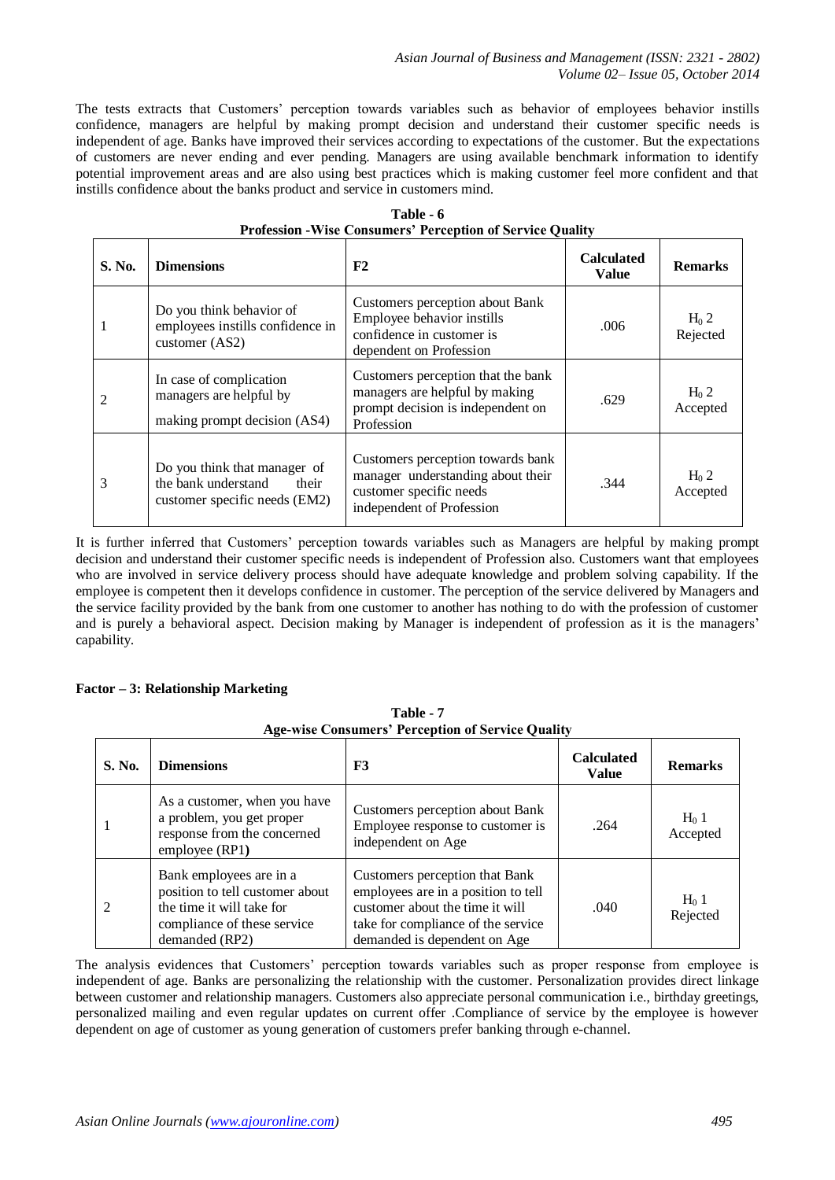The tests extracts that Customers' perception towards variables such as behavior of employees behavior instills confidence, managers are helpful by making prompt decision and understand their customer specific needs is independent of age. Banks have improved their services according to expectations of the customer. But the expectations of customers are never ending and ever pending. Managers are using available benchmark information to identify potential improvement areas and are also using best practices which is making customer feel more confident and that instills confidence about the banks product and service in customers mind.

**Table - 6**
**Profession -Wise Consumers' Perception of Service Quality**

| S. No. | Dimensions | F2 | Calculated Value | Remarks |
|---|---|---|---|---|
| 1 | Do you think behavior of employees instills confidence in customer (AS2) | Customers perception about Bank Employee behavior instills confidence in customer is dependent on Profession | .006 | $H_0$ 2 Rejected |
| 2 | In case of complication managers are helpful by making prompt decision (AS4) | Customers perception that the bank managers are helpful by making prompt decision is independent on Profession | .629 | $H_0$ 2 Accepted |
| 3 | Do you think that manager of the bank understand their customer specific needs (EM2) | Customers perception towards bank manager understanding about their customer specific needs independent of Profession | .344 | $H_0$ 2 Accepted |

It is further inferred that Customers' perception towards variables such as Managers are helpful by making prompt decision and understand their customer specific needs is independent of Profession also. Customers want that employees who are involved in service delivery process should have adequate knowledge and problem solving capability. If the employee is competent then it develops confidence in customer. The perception of the service delivered by Managers and the service facility provided by the bank from one customer to another has nothing to do with the profession of customer and is purely a behavioral aspect. Decision making by Manager is independent of profession as it is the managers' capability.

**Factor – 3: Relationship Marketing**

**Table - 7**
**Age-wise Consumers' Perception of Service Quality**

| S. No. | Dimensions | F3 | Calculated Value | Remarks |
|---|---|---|---|---|
| 1 | As a customer, when you have a problem, you get proper response from the concerned employee (RP1**)** | Customers perception about Bank Employee response to customer is independent on Age | .264 | $H_0$ 1 Accepted |
| 2 | Bank employees are in a position to tell customer about the time it will take for compliance of these service demanded (RP2) | Customers perception that Bank employees are in a position to tell customer about the time it will take for compliance of the service demanded is dependent on Age | .040 | $H_0$ 1 Rejected |

The analysis evidences that Customers' perception towards variables such as proper response from employee is independent of age. Banks are personalizing the relationship with the customer. Personalization provides direct linkage between customer and relationship managers. Customers also appreciate personal communication i.e., birthday greetings, personalized mailing and even regular updates on current offer .Compliance of service by the employee is however dependent on age of customer as young generation of customers prefer banking through e-channel.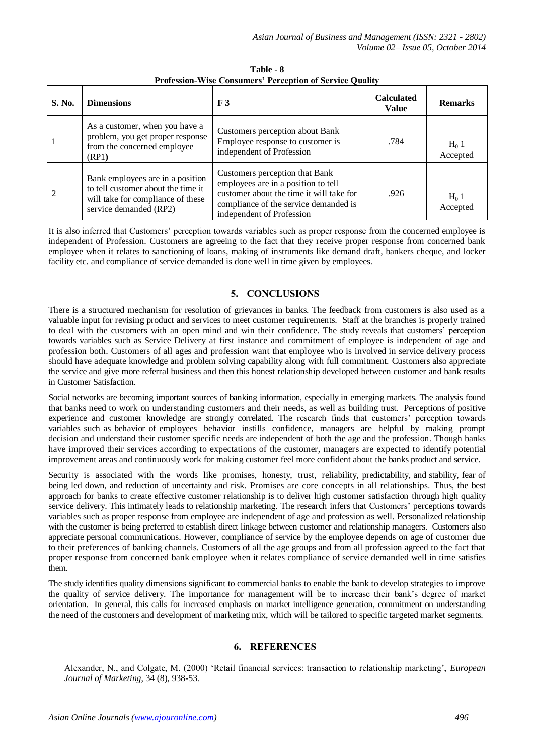**Table - 8**
**Profession-Wise Consumers' Perception of Service Quality**

| S. No. | Dimensions | F 3 | Calculated Value | Remarks |
|---|---|---|---|---|
| 1 | As a customer, when you have a problem, you get proper response from the concerned employee (RP1) | Customers perception about Bank Employee response to customer is independent of Profession | .784 | $H_0$ 1 Accepted |
| 2 | Bank employees are in a position to tell customer about the time it will take for compliance of these service demanded (RP2) | Customers perception that Bank employees are in a position to tell customer about the time it will take for compliance of the service demanded is independent of Profession | .926 | $H_0$ 1 Accepted |

It is also inferred that Customers' perception towards variables such as proper response from the concerned employee is independent of Profession. Customers are agreeing to the fact that they receive proper response from concerned bank employee when it relates to sanctioning of loans, making of instruments like demand draft, bankers cheque, and locker facility etc. and compliance of service demanded is done well in time given by employees.

## 5. CONCLUSIONS

There is a structured mechanism for resolution of grievances in banks. The feedback from customers is also used as a valuable input for revising product and services to meet customer requirements. Staff at the branches is properly trained to deal with the customers with an open mind and win their confidence. The study reveals that customers' perception towards variables such as Service Delivery at first instance and commitment of employee is independent of age and profession both. Customers of all ages and profession want that employee who is involved in service delivery process should have adequate knowledge and problem solving capability along with full commitment. Customers also appreciate the service and give more referral business and then this honest relationship developed between customer and bank results in Customer Satisfaction.

Social networks are becoming important sources of banking information, especially in emerging markets. The analysis found that banks need to work on understanding customers and their needs, as well as building trust. Perceptions of positive experience and customer knowledge are strongly correlated. The research finds that customers' perception towards variables such as behavior of employees behavior instills confidence, managers are helpful by making prompt decision and understand their customer specific needs are independent of both the age and the profession. Though banks have improved their services according to expectations of the customer, managers are expected to identify potential improvement areas and continuously work for making customer feel more confident about the banks product and service.

Security is associated with the words like promises, honesty, trust, reliability, predictability, and stability, fear of being led down, and reduction of uncertainty and risk. Promises are core concepts in all relationships. Thus, the best approach for banks to create effective customer relationship is to deliver high customer satisfaction through high quality service delivery. This intimately leads to relationship marketing. The research infers that Customers' perceptions towards variables such as proper response from employee are independent of age and profession as well. Personalized relationship with the customer is being preferred to establish direct linkage between customer and relationship managers. Customers also appreciate personal communications. However, compliance of service by the employee depends on age of customer due to their preferences of banking channels. Customers of all the age groups and from all profession agreed to the fact that proper response from concerned bank employee when it relates compliance of service demanded well in time satisfies them.

The study identifies quality dimensions significant to commercial banks to enable the bank to develop strategies to improve the quality of service delivery. The importance for management will be to increase their bank's degree of market orientation. In general, this calls for increased emphasis on market intelligence generation, commitment on understanding the need of the customers and development of marketing mix, which will be tailored to specific targeted market segments.

## 6. REFERENCES

Alexander, N., and Colgate, M. (2000) 'Retail financial services: transaction to relationship marketing', *European Journal of Marketing*, 34 (8), 938-53.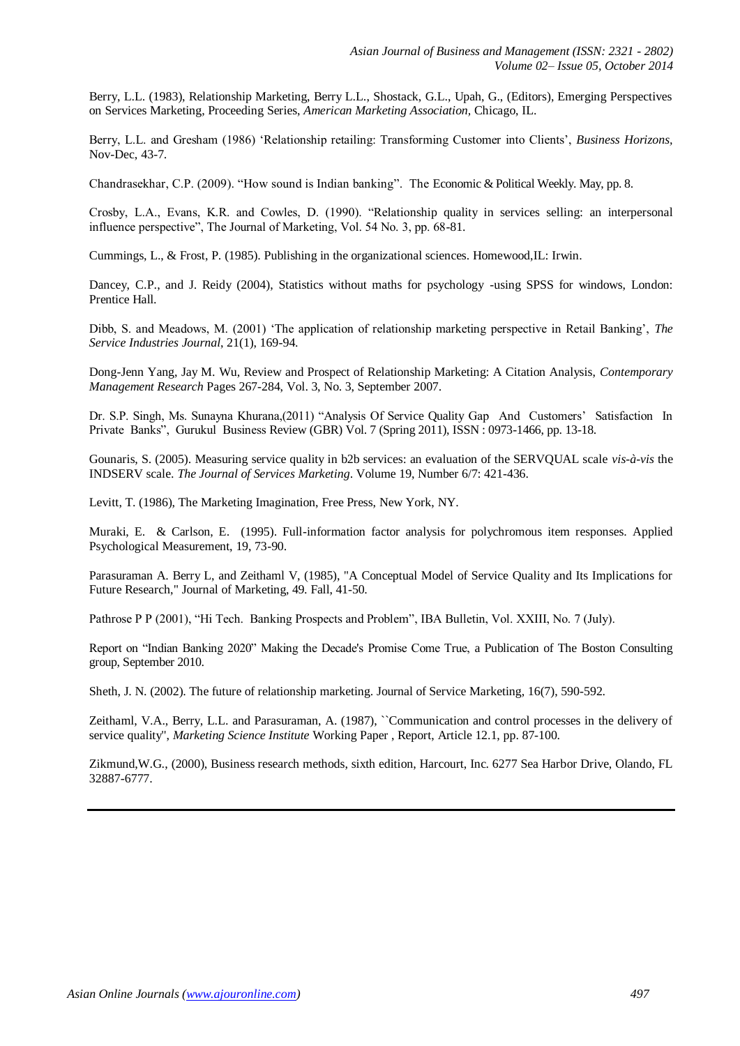Berry, L.L. (1983), Relationship Marketing, Berry L.L., Shostack, G.L., Upah, G., (Editors), Emerging Perspectives on Services Marketing, Proceeding Series, *American Marketing Association*, Chicago, IL.

Berry, L.L. and Gresham (1986) 'Relationship retailing: Transforming Customer into Clients', *Business Horizons*, Nov-Dec, 43-7.

Chandrasekhar, C.P. (2009). "How sound is Indian banking". The Economic & Political Weekly. May, pp. 8.

Crosby, L.A., Evans, K.R. and Cowles, D. (1990). "Relationship quality in services selling: an interpersonal influence perspective", The Journal of Marketing, Vol. 54 No. 3, pp. 68-81.

Cummings, L., & Frost, P. (1985). Publishing in the organizational sciences. Homewood,IL: Irwin.

Dancey, C.P., and J. Reidy (2004), Statistics without maths for psychology -using SPSS for windows, London: Prentice Hall.

Dibb, S. and Meadows, M. (2001) 'The application of relationship marketing perspective in Retail Banking', *The Service Industries Journal*, 21(1), 169-94.

Dong-Jenn Yang, Jay M. Wu, Review and Prospect of Relationship Marketing: A Citation Analysis, *Contemporary Management Research* Pages 267-284, Vol. 3, No. 3, September 2007.

Dr. S.P. Singh, Ms. Sunayna Khurana,(2011) "Analysis Of Service Quality Gap And Customers' Satisfaction In Private Banks", Gurukul Business Review (GBR) Vol. 7 (Spring 2011), ISSN : 0973-1466, pp. 13-18.

Gounaris, S. (2005). Measuring service quality in b2b services: an evaluation of the SERVQUAL scale *vis-à-vis* the INDSERV scale. *The Journal of Services Marketing*. Volume 19, Number 6/7: 421-436.

Levitt, T. (1986), The Marketing Imagination, Free Press, New York, NY.

Muraki, E. & Carlson, E. (1995). Full-information factor analysis for polychromous item responses. Applied Psychological Measurement, 19, 73-90.

Parasuraman A. Berry L, and Zeithaml V, (1985), "A Conceptual Model of Service Quality and Its Implications for Future Research," Journal of Marketing, 49. Fall, 41-50.

Pathrose P P (2001), "Hi Tech. Banking Prospects and Problem", IBA Bulletin, Vol. XXIII, No. 7 (July).

Report on "Indian Banking 2020" Making the Decade's Promise Come True, a Publication of The Boston Consulting group, September 2010.

Sheth, J. N. (2002). The future of relationship marketing. Journal of Service Marketing, 16(7), 590-592.

Zeithaml, V.A., Berry, L.L. and Parasuraman, A. (1987), ``Communication and control processes in the delivery of service quality'', *Marketing Science Institute* Working Paper , Report, Article 12.1, pp. 87-100.

Zikmund,W.G., (2000), Business research methods, sixth edition, Harcourt, Inc. 6277 Sea Harbor Drive, Olando, FL 32887-6777.